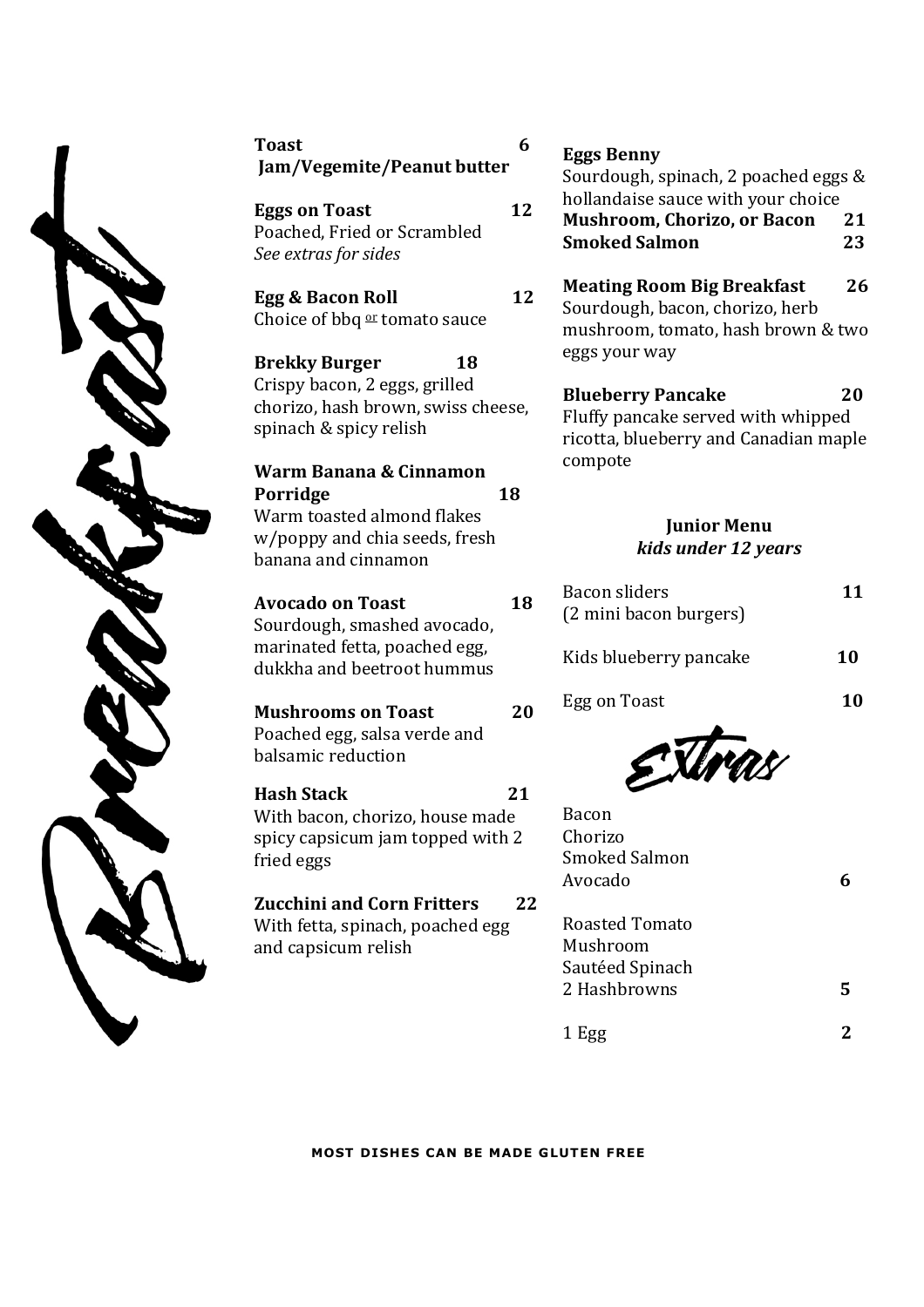# Breakfast

**Toast** **6**
**Jam/Vegemite/Peanut butter**

**Eggs on Toast** **12**
Poached, Fried or Scrambled
*See extras for sides*

**Egg & Bacon Roll** **12**
Choice of bbq or tomato sauce

**Brekky Burger** **18**
Crispy bacon, 2 eggs, grilled chorizo, hash brown, swiss cheese, spinach & spicy relish

**Warm Banana & Cinnamon Porridge** **18**
Warm toasted almond flakes w/poppy and chia seeds, fresh banana and cinnamon

**Avocado on Toast** **18**
Sourdough, smashed avocado, marinated fetta, poached egg, dukkha and beetroot hummus

**Mushrooms on Toast** **20**
Poached egg, salsa verde and balsamic reduction

**Hash Stack** **21**
With bacon, chorizo, house made spicy capsicum jam topped with 2 fried eggs

**Zucchini and Corn Fritters** **22**
With fetta, spinach, poached egg and capsicum relish

**Eggs Benny**
Sourdough, spinach, 2 poached eggs & hollandaise sauce with your choice
**Mushroom, Chorizo, or Bacon** **21**
**Smoked Salmon** **23**

**Meating Room Big Breakfast** **26**
Sourdough, bacon, chorizo, herb mushroom, tomato, hash brown & two eggs your way

**Blueberry Pancake** **20**
Fluffy pancake served with whipped ricotta, blueberry and Canadian maple compote

## Junior Menu
*kids under 12 years*

Bacon sliders **11**
(2 mini bacon burgers)

Kids blueberry pancake **10**

Egg on Toast **10**

## Extras

Bacon
Chorizo
Smoked Salmon
Avocado **6**

Roasted Tomato
Mushroom
Sautéed Spinach
2 Hashbrowns **5**

1 Egg **2**

**MOST DISHES CAN BE MADE GLUTEN FREE**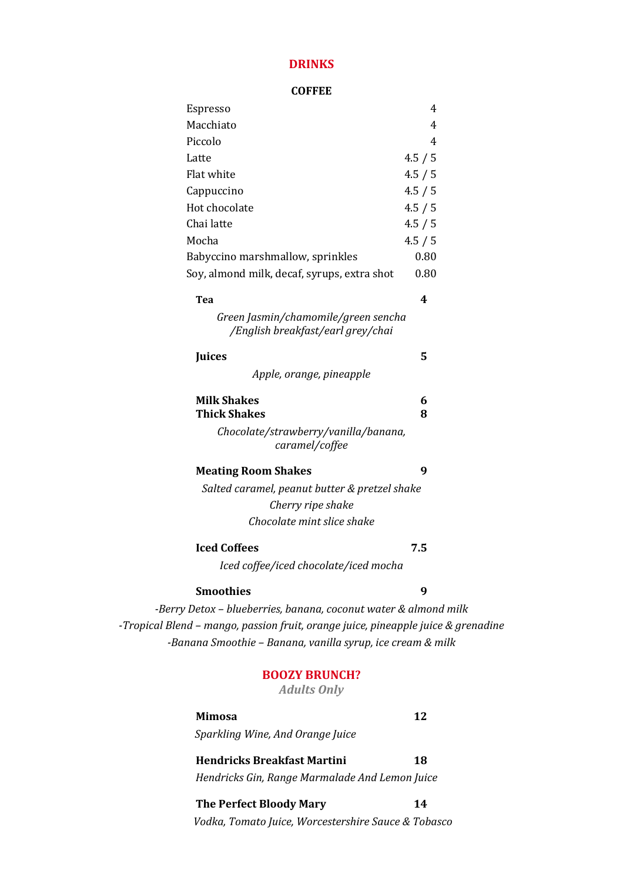## DRINKS

### COFFEE

| | |
|---|---|
| Espresso | 4 |
| Macchiato | 4 |
| Piccolo | 4 |
| Latte | 4.5 / 5 |
| Flat white | 4.5 / 5 |
| Cappuccino | 4.5 / 5 |
| Hot chocolate | 4.5 / 5 |
| Chai latte | 4.5 / 5 |
| Mocha | 4.5 / 5 |
| Babyccino marshmallow, sprinkles | 0.80 |
| Soy, almond milk, decaf, syrups, extra shot | 0.80 |

**Tea** **4**

*Green Jasmin/chamomile/green sencha /English breakfast/earl grey/chai*

**Juices** **5**

*Apple, orange, pineapple*

**Milk Shakes** **6**
**Thick Shakes** **8**

*Chocolate/strawberry/vanilla/banana, caramel/coffee*

**Meating Room Shakes** **9**

*Salted caramel, peanut butter & pretzel shake*
*Cherry ripe shake*
*Chocolate mint slice shake*

**Iced Coffees** **7.5**

*Iced coffee/iced chocolate/iced mocha*

**Smoothies** **9**

*-Berry Detox – blueberries, banana, coconut water & almond milk*
*-Tropical Blend – mango, passion fruit, orange juice, pineapple juice & grenadine*
*-Banana Smoothie – Banana, vanilla syrup, ice cream & milk*

## BOOZY BRUNCH?

***Adults Only***

**Mimosa** **12**

*Sparkling Wine, And Orange Juice*

**Hendricks Breakfast Martini** **18**

*Hendricks Gin, Range Marmalade And Lemon Juice*

**The Perfect Bloody Mary** **14**

*Vodka, Tomato Juice, Worcestershire Sauce & Tobasco*